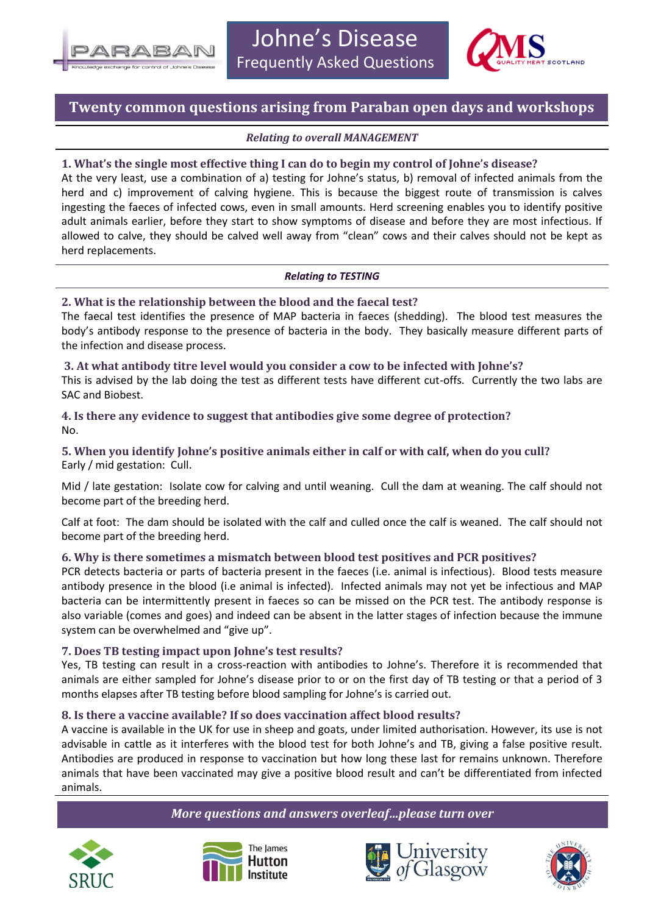# Johne's Disease
## Frequently Asked Questions

## Twenty common questions arising from Paraban open days and workshops

*Relating to overall MANAGEMENT*

### 1. What's the single most effective thing I can do to begin my control of Johne's disease?

At the very least, use a combination of a) testing for Johne's status, b) removal of infected animals from the herd and c) improvement of calving hygiene. This is because the biggest route of transmission is calves ingesting the faeces of infected cows, even in small amounts. Herd screening enables you to identify positive adult animals earlier, before they start to show symptoms of disease and before they are most infectious. If allowed to calve, they should be calved well away from "clean" cows and their calves should not be kept as herd replacements.

*Relating to TESTING*

### 2. What is the relationship between the blood and the faecal test?

The faecal test identifies the presence of MAP bacteria in faeces (shedding). The blood test measures the body's antibody response to the presence of bacteria in the body. They basically measure different parts of the infection and disease process.

### 3. At what antibody titre level would you consider a cow to be infected with Johne's?

This is advised by the lab doing the test as different tests have different cut-offs. Currently the two labs are SAC and Biobest.

### 4. Is there any evidence to suggest that antibodies give some degree of protection?

No.

### 5. When you identify Johne's positive animals either in calf or with calf, when do you cull?

Early / mid gestation: Cull.

Mid / late gestation: Isolate cow for calving and until weaning. Cull the dam at weaning. The calf should not become part of the breeding herd.

Calf at foot: The dam should be isolated with the calf and culled once the calf is weaned. The calf should not become part of the breeding herd.

### 6. Why is there sometimes a mismatch between blood test positives and PCR positives?

PCR detects bacteria or parts of bacteria present in the faeces (i.e. animal is infectious). Blood tests measure antibody presence in the blood (i.e animal is infected). Infected animals may not yet be infectious and MAP bacteria can be intermittently present in faeces so can be missed on the PCR test. The antibody response is also variable (comes and goes) and indeed can be absent in the latter stages of infection because the immune system can be overwhelmed and "give up".

### 7. Does TB testing impact upon Johne's test results?

Yes, TB testing can result in a cross-reaction with antibodies to Johne's. Therefore it is recommended that animals are either sampled for Johne's disease prior to or on the first day of TB testing or that a period of 3 months elapses after TB testing before blood sampling for Johne's is carried out.

### 8. Is there a vaccine available? If so does vaccination affect blood results?

A vaccine is available in the UK for use in sheep and goats, under limited authorisation. However, its use is not advisable in cattle as it interferes with the blood test for both Johne's and TB, giving a false positive result. Antibodies are produced in response to vaccination but how long these last for remains unknown. Therefore animals that have been vaccinated may give a positive blood result and can't be differentiated from infected animals.

*More questions and answers overleaf...please turn over*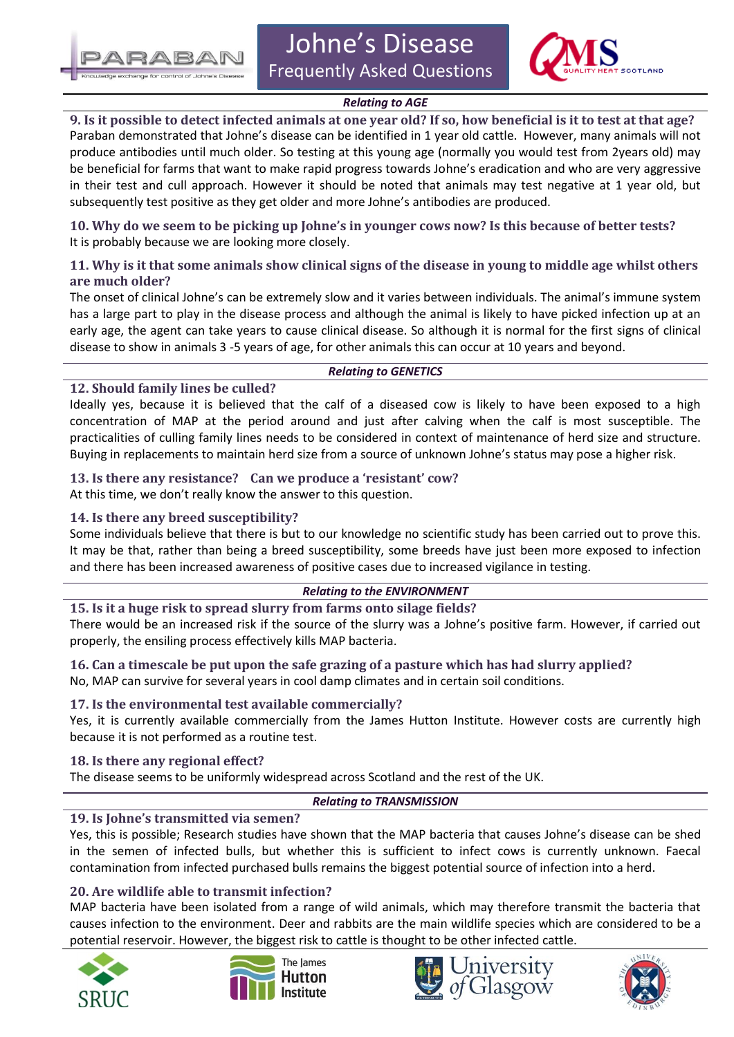*Relating to AGE*

### 9. Is it possible to detect infected animals at one year old? If so, how beneficial is it to test at that age?

Paraban demonstrated that Johne's disease can be identified in 1 year old cattle. However, many animals will not produce antibodies until much older. So testing at this young age (normally you would test from 2years old) may be beneficial for farms that want to make rapid progress towards Johne's eradication and who are very aggressive in their test and cull approach. However it should be noted that animals may test negative at 1 year old, but subsequently test positive as they get older and more Johne's antibodies are produced.

### 10. Why do we seem to be picking up Johne's in younger cows now? Is this because of better tests?

It is probably because we are looking more closely.

### 11. Why is it that some animals show clinical signs of the disease in young to middle age whilst others are much older?

The onset of clinical Johne's can be extremely slow and it varies between individuals. The animal's immune system has a large part to play in the disease process and although the animal is likely to have picked infection up at an early age, the agent can take years to cause clinical disease. So although it is normal for the first signs of clinical disease to show in animals 3 -5 years of age, for other animals this can occur at 10 years and beyond.

*Relating to GENETICS*

### 12. Should family lines be culled?

Ideally yes, because it is believed that the calf of a diseased cow is likely to have been exposed to a high concentration of MAP at the period around and just after calving when the calf is most susceptible. The practicalities of culling family lines needs to be considered in context of maintenance of herd size and structure. Buying in replacements to maintain herd size from a source of unknown Johne's status may pose a higher risk.

### 13. Is there any resistance? Can we produce a 'resistant' cow?

At this time, we don't really know the answer to this question.

### 14. Is there any breed susceptibility?

Some individuals believe that there is but to our knowledge no scientific study has been carried out to prove this. It may be that, rather than being a breed susceptibility, some breeds have just been more exposed to infection and there has been increased awareness of positive cases due to increased vigilance in testing.

*Relating to the ENVIRONMENT*

### 15. Is it a huge risk to spread slurry from farms onto silage fields?

There would be an increased risk if the source of the slurry was a Johne's positive farm. However, if carried out properly, the ensiling process effectively kills MAP bacteria.

### 16. Can a timescale be put upon the safe grazing of a pasture which has had slurry applied?

No, MAP can survive for several years in cool damp climates and in certain soil conditions.

### 17. Is the environmental test available commercially?

Yes, it is currently available commercially from the James Hutton Institute. However costs are currently high because it is not performed as a routine test.

### 18. Is there any regional effect?

The disease seems to be uniformly widespread across Scotland and the rest of the UK.

*Relating to TRANSMISSION*

### 19. Is Johne's transmitted via semen?

Yes, this is possible; Research studies have shown that the MAP bacteria that causes Johne's disease can be shed in the semen of infected bulls, but whether this is sufficient to infect cows is currently unknown. Faecal contamination from infected purchased bulls remains the biggest potential source of infection into a herd.

### 20. Are wildlife able to transmit infection?

MAP bacteria have been isolated from a range of wild animals, which may therefore transmit the bacteria that causes infection to the environment. Deer and rabbits are the main wildlife species which are considered to be a potential reservoir. However, the biggest risk to cattle is thought to be other infected cattle.